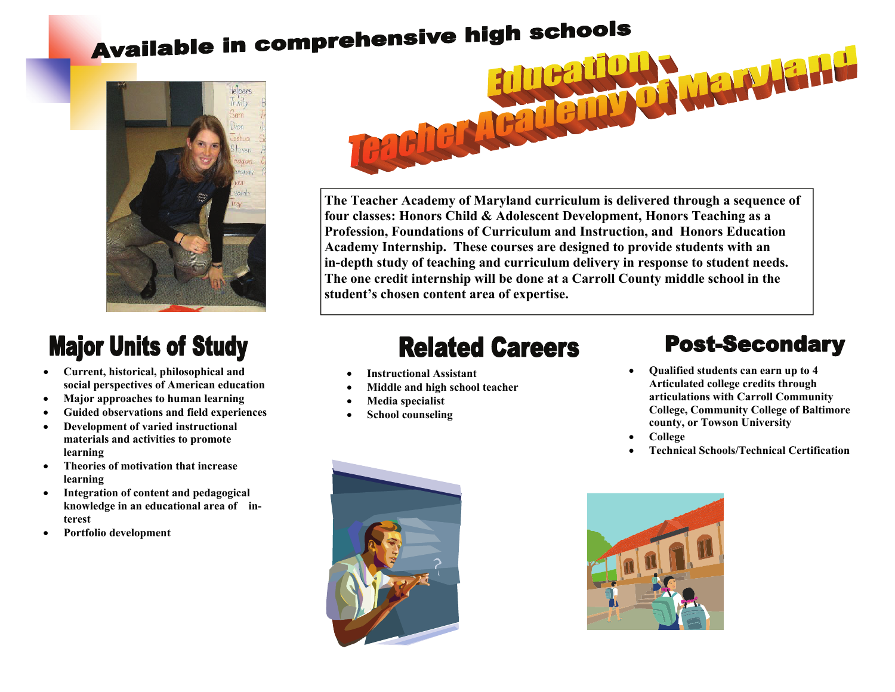Available in comprehensive high schools

# Education - Teacher Academy of Maryland

**The Teacher Academy of Maryland curriculum is delivered through a sequence of four classes: Honors Child & Adolescent Development, Honors Teaching as a Profession, Foundations of Curriculum and Instruction, and Honors Education Academy Internship. These courses are designed to provide students with an in-depth study of teaching and curriculum delivery in response to student needs. The one credit internship will be done at a Carroll County middle school in the student's chosen content area of expertise.**

## Major Units of Study

- **Current, historical, philosophical and social perspectives of American education**
- **Major approaches to human learning**
- **Guided observations and field experiences**
- **Development of varied instructional materials and activities to promote learning**
- **Theories of motivation that increase learning**
- **Integration of content and pedagogical knowledge in an educational area of interest**
- **Portfolio development**

## Related Careers

- **Instructional Assistant**
- **Middle and high school teacher**
- **Media specialist**
- **School counseling**

## Post-Secondary

- **Qualified students can earn up to 4 Articulated college credits through articulations with Carroll Community College, Community College of Baltimore county, or Towson University**
- **College**
- **Technical Schools/Technical Certification**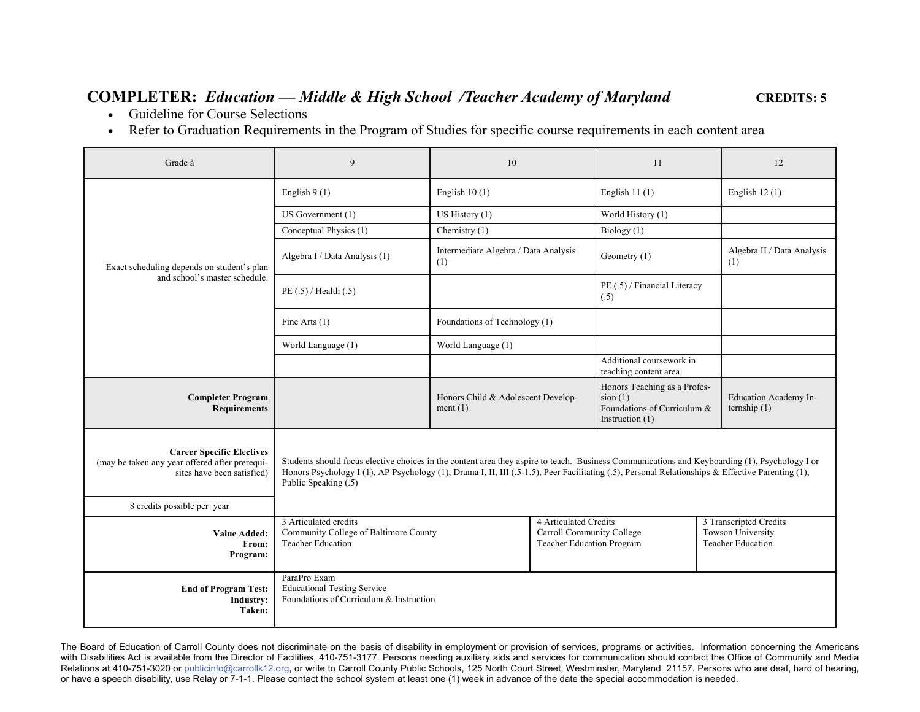# COMPLETER: *Education — Middle & High School /Teacher Academy of Maryland* CREDITS: 5

- Guideline for Course Selections
- Refer to Graduation Requirements in the Program of Studies for specific course requirements in each content area

| Grade à | 9 | 10 | 11 | 12 |
|---|---|---|---|---|
| Exact scheduling depends on student's plan and school's master schedule. | English 9 (1) | English 10 (1) | English 11 (1) | English 12 (1) |
| | US Government (1) | US History (1) | World History (1) | |
| | Conceptual Physics (1) | Chemistry (1) | Biology (1) | |
| | Algebra I / Data Analysis (1) | Intermediate Algebra / Data Analysis (1) | Geometry (1) | Algebra II / Data Analysis (1) |
| | PE (.5) / Health (.5) | | PE (.5) / Financial Literacy (.5) | |
| | Fine Arts (1) | Foundations of Technology (1) | | |
| | World Language (1) | World Language (1) | | |
| | | | Additional coursework in teaching content area | |
| **Completer Program Requirements** | | Honors Child & Adolescent Development (1) | Honors Teaching as a Profession (1)<br>Foundations of Curriculum & Instruction (1) | Education Academy Internship (1) |
| **Career Specific Electives** (may be taken any year offered after prerequisites have been satisfied)<br><br>8 credits possible per year | Students should focus elective choices in the content area they aspire to teach. Business Communications and Keyboarding (1), Psychology I or Honors Psychology I (1), AP Psychology (1), Drama I, II, III (.5-1.5), Peer Facilitating (.5), Personal Relationships & Effective Parenting (1), Public Speaking (.5) | | | |
| **Value Added: From: Program:** | 3 Articulated credits<br>Community College of Baltimore County<br>Teacher Education | | 4 Articulated Credits<br>Carroll Community College<br>Teacher Education Program | 3 Transcripted Credits<br>Towson University<br>Teacher Education |
| **End of Program Test: Industry: Taken:** | ParaPro Exam<br>Educational Testing Service<br>Foundations of Curriculum & Instruction | | | |

The Board of Education of Carroll County does not discriminate on the basis of disability in employment or provision of services, programs or activities. Information concerning the Americans with Disabilities Act is available from the Director of Facilities, 410-751-3177. Persons needing auxiliary aids and services for communication should contact the Office of Community and Media Relations at 410-751-3020 or publicinfo@carrollk12.org, or write to Carroll County Public Schools, 125 North Court Street, Westminster, Maryland 21157. Persons who are deaf, hard of hearing, or have a speech disability, use Relay or 7-1-1. Please contact the school system at least one (1) week in advance of the date the special accommodation is needed.